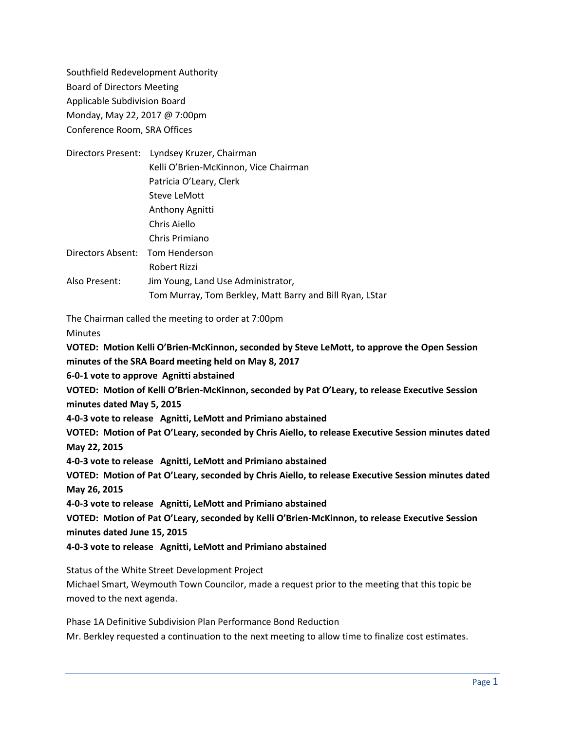Southfield Redevelopment Authority
Board of Directors Meeting
Applicable Subdivision Board
Monday, May 22, 2017 @ 7:00pm
Conference Room, SRA Offices

Directors Present: Lyndsey Kruzer, Chairman
Kelli O'Brien-McKinnon, Vice Chairman
Patricia O'Leary, Clerk
Steve LeMott
Anthony Agnitti
Chris Aiello
Chris Primiano

Directors Absent: Tom Henderson
Robert Rizzi

Also Present: Jim Young, Land Use Administrator,
Tom Murray, Tom Berkley, Matt Barry and Bill Ryan, LStar

The Chairman called the meeting to order at 7:00pm

Minutes

**VOTED: Motion Kelli O'Brien-McKinnon, seconded by Steve LeMott, to approve the Open Session minutes of the SRA Board meeting held on May 8, 2017**

**6-0-1 vote to approve Agnitti abstained**

**VOTED: Motion of Kelli O'Brien-McKinnon, seconded by Pat O'Leary, to release Executive Session minutes dated May 5, 2015**

**4-0-3 vote to release Agnitti, LeMott and Primiano abstained**

**VOTED: Motion of Pat O'Leary, seconded by Chris Aiello, to release Executive Session minutes dated May 22, 2015**

**4-0-3 vote to release Agnitti, LeMott and Primiano abstained**

**VOTED: Motion of Pat O'Leary, seconded by Chris Aiello, to release Executive Session minutes dated May 26, 2015**

**4-0-3 vote to release Agnitti, LeMott and Primiano abstained**

**VOTED: Motion of Pat O'Leary, seconded by Kelli O'Brien-McKinnon, to release Executive Session minutes dated June 15, 2015**

**4-0-3 vote to release Agnitti, LeMott and Primiano abstained**

Status of the White Street Development Project

Michael Smart, Weymouth Town Councilor, made a request prior to the meeting that this topic be moved to the next agenda.

Phase 1A Definitive Subdivision Plan Performance Bond Reduction

Mr. Berkley requested a continuation to the next meeting to allow time to finalize cost estimates.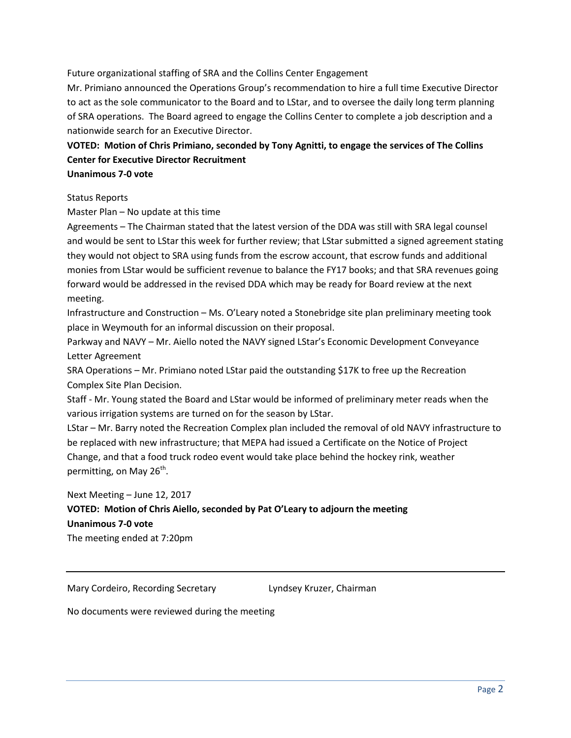Future organizational staffing of SRA and the Collins Center Engagement

Mr. Primiano announced the Operations Group's recommendation to hire a full time Executive Director to act as the sole communicator to the Board and to LStar, and to oversee the daily long term planning of SRA operations. The Board agreed to engage the Collins Center to complete a job description and a nationwide search for an Executive Director.

**VOTED: Motion of Chris Primiano, seconded by Tony Agnitti, to engage the services of The Collins Center for Executive Director Recruitment**
**Unanimous 7-0 vote**

Status Reports

Master Plan – No update at this time

Agreements – The Chairman stated that the latest version of the DDA was still with SRA legal counsel and would be sent to LStar this week for further review; that LStar submitted a signed agreement stating they would not object to SRA using funds from the escrow account, that escrow funds and additional monies from LStar would be sufficient revenue to balance the FY17 books; and that SRA revenues going forward would be addressed in the revised DDA which may be ready for Board review at the next meeting.

Infrastructure and Construction – Ms. O'Leary noted a Stonebridge site plan preliminary meeting took place in Weymouth for an informal discussion on their proposal.

Parkway and NAVY – Mr. Aiello noted the NAVY signed LStar's Economic Development Conveyance Letter Agreement

SRA Operations – Mr. Primiano noted LStar paid the outstanding $17K to free up the Recreation Complex Site Plan Decision.

Staff - Mr. Young stated the Board and LStar would be informed of preliminary meter reads when the various irrigation systems are turned on for the season by LStar.

LStar – Mr. Barry noted the Recreation Complex plan included the removal of old NAVY infrastructure to be replaced with new infrastructure; that MEPA had issued a Certificate on the Notice of Project Change, and that a food truck rodeo event would take place behind the hockey rink, weather permitting, on May 26th.

Next Meeting – June 12, 2017

**VOTED: Motion of Chris Aiello, seconded by Pat O'Leary to adjourn the meeting**
**Unanimous 7-0 vote**

The meeting ended at 7:20pm

---

Mary Cordeiro, Recording Secretary        Lyndsey Kruzer, Chairman

No documents were reviewed during the meeting